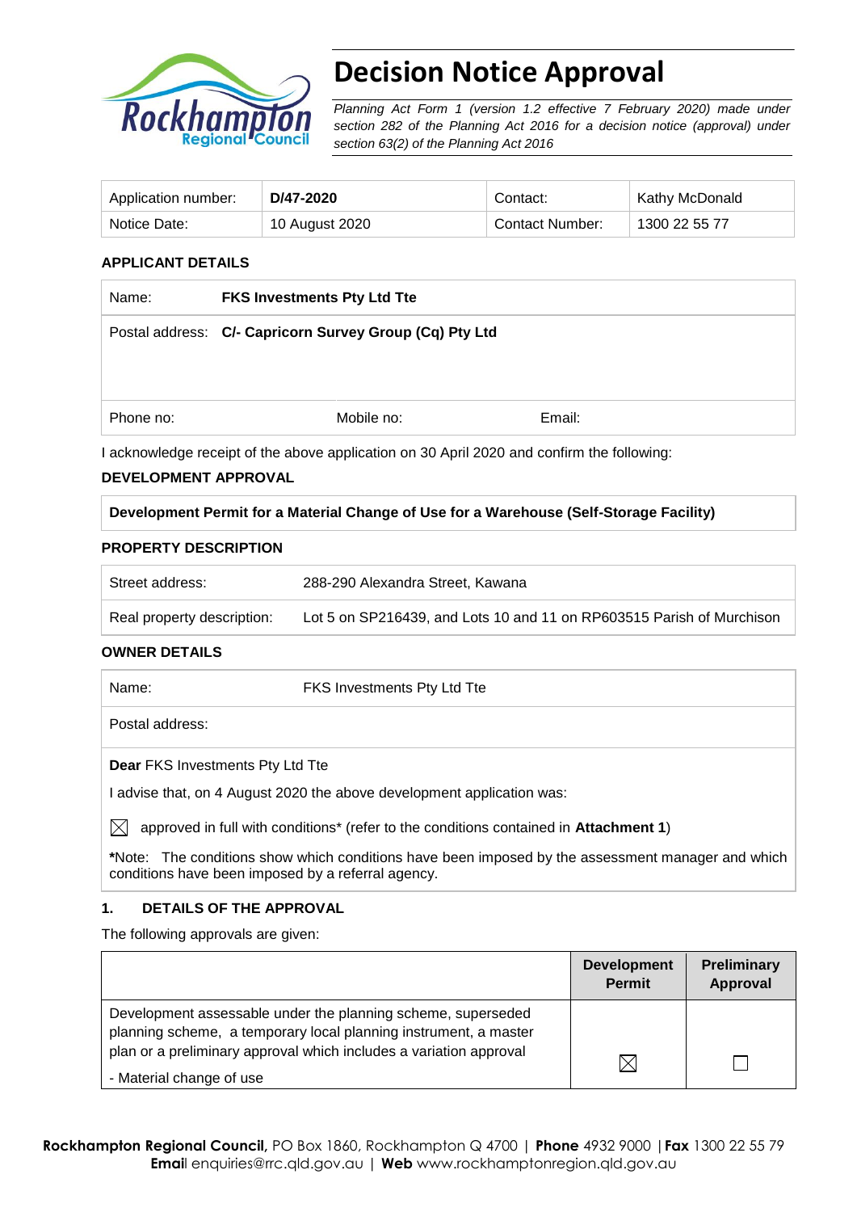# Decision Notice Approval

*Planning Act Form 1 (version 1.2 effective 7 February 2020) made under section 282 of the Planning Act 2016 for a decision notice (approval) under section 63(2) of the Planning Act 2016*

| Application number: | **D/47-2020** | Contact: | Kathy McDonald |
|---|---|---|---|
| Notice Date: | 10 August 2020 | Contact Number: | 1300 22 55 77 |

**APPLICANT DETAILS**

| Name: | **FKS Investments Pty Ltd Tte** | |
|---|---|---|
| Postal address: | **C/- Capricorn Survey Group (Cq) Pty Ltd** | |
| Phone no: | Mobile no: | Email: |

I acknowledge receipt of the above application on 30 April 2020 and confirm the following:

**DEVELOPMENT APPROVAL**

**Development Permit for a Material Change of Use for a Warehouse (Self-Storage Facility)**

**PROPERTY DESCRIPTION**

| Street address: | 288-290 Alexandra Street, Kawana |
|---|---|
| Real property description: | Lot 5 on SP216439, and Lots 10 and 11 on RP603515 Parish of Murchison |

**OWNER DETAILS**

| Name: | FKS Investments Pty Ltd Tte |
|---|---|
| Postal address: | |

**Dear** FKS Investments Pty Ltd Tte

I advise that, on 4 August 2020 the above development application was:

☒ approved in full with conditions* (refer to the conditions contained in **Attachment 1**)

***Note:** The conditions show which conditions have been imposed by the assessment manager and which conditions have been imposed by a referral agency.

**1. DETAILS OF THE APPROVAL**

The following approvals are given:

| | Development Permit | Preliminary Approval |
|---|---|---|
| Development assessable under the planning scheme, superseded planning scheme, a temporary local planning instrument, a master plan or a preliminary approval which includes a variation approval<br>- Material change of use | ☒ | ☐ |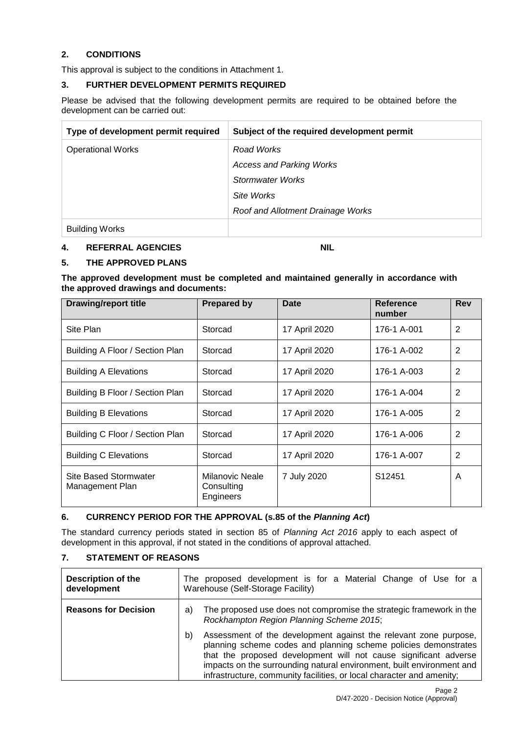## 2. CONDITIONS

This approval is subject to the conditions in Attachment 1.

## 3. FURTHER DEVELOPMENT PERMITS REQUIRED

Please be advised that the following development permits are required to be obtained before the development can be carried out:

| Type of development permit required | Subject of the required development permit |
|---|---|
| Operational Works | *Road Works*<br>*Access and Parking Works*<br>*Stormwater Works*<br>*Site Works*<br>*Roof and Allotment Drainage Works* |
| Building Works | |

## 4. REFERRAL AGENCIES NIL

## 5. THE APPROVED PLANS

**The approved development must be completed and maintained generally in accordance with the approved drawings and documents:**

| Drawing/report title | Prepared by | Date | Reference number | Rev |
|---|---|---|---|---|
| Site Plan | Storcad | 17 April 2020 | 176-1 A-001 | 2 |
| Building A Floor / Section Plan | Storcad | 17 April 2020 | 176-1 A-002 | 2 |
| Building A Elevations | Storcad | 17 April 2020 | 176-1 A-003 | 2 |
| Building B Floor / Section Plan | Storcad | 17 April 2020 | 176-1 A-004 | 2 |
| Building B Elevations | Storcad | 17 April 2020 | 176-1 A-005 | 2 |
| Building C Floor / Section Plan | Storcad | 17 April 2020 | 176-1 A-006 | 2 |
| Building C Elevations | Storcad | 17 April 2020 | 176-1 A-007 | 2 |
| Site Based Stormwater Management Plan | Milanovic Neale Consulting Engineers | 7 July 2020 | S12451 | A |

## 6. CURRENCY PERIOD FOR THE APPROVAL (s.85 of the *Planning Act*)

The standard currency periods stated in section 85 of *Planning Act 2016* apply to each aspect of development in this approval, if not stated in the conditions of approval attached.

## 7. STATEMENT OF REASONS

| Description of the development | The proposed development is for a Material Change of Use for a Warehouse (Self-Storage Facility) |
|---|---|
| **Reasons for Decision** | a) The proposed use does not compromise the strategic framework in the *Rockhampton Region Planning Scheme 2015*;<br>b) Assessment of the development against the relevant zone purpose, planning scheme codes and planning scheme policies demonstrates that the proposed development will not cause significant adverse impacts on the surrounding natural environment, built environment and infrastructure, community facilities, or local character and amenity; |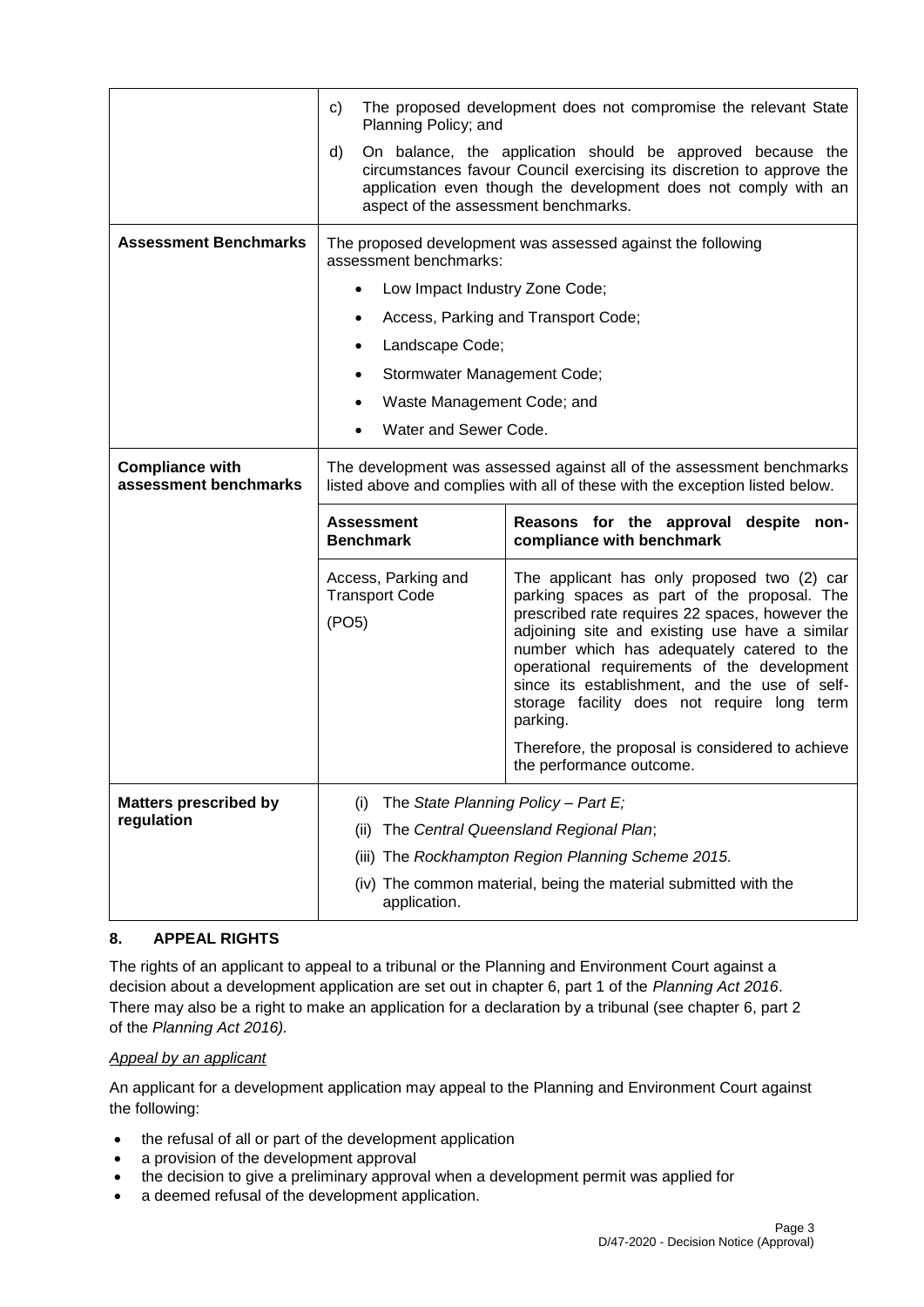| | |
|---|---|
| | c) The proposed development does not compromise the relevant State Planning Policy; and<br><br>d) On balance, the application should be approved because the circumstances favour Council exercising its discretion to approve the application even though the development does not comply with an aspect of the assessment benchmarks. |
| **Assessment Benchmarks** | The proposed development was assessed against the following assessment benchmarks:<br><br>• Low Impact Industry Zone Code;<br>• Access, Parking and Transport Code;<br>• Landscape Code;<br>• Stormwater Management Code;<br>• Waste Management Code; and<br>• Water and Sewer Code. |
| **Compliance with assessment benchmarks** | The development was assessed against all of the assessment benchmarks listed above and complies with all of these with the exception listed below. |

| **Assessment Benchmark** | **Reasons for the approval despite non-compliance with benchmark** |
|---|---|
| Access, Parking and Transport Code<br><br>(PO5) | The applicant has only proposed two (2) car parking spaces as part of the proposal. The prescribed rate requires 22 spaces, however the adjoining site and existing use have a similar number which has adequately catered to the operational requirements of the development since its establishment, and the use of self-storage facility does not require long term parking.<br><br>Therefore, the proposal is considered to achieve the performance outcome. |

| | |
|---|---|
| **Matters prescribed by regulation** | (i) The *State Planning Policy – Part E;*<br>(ii) The *Central Queensland Regional Plan*;<br>(iii) The *Rockhampton Region Planning Scheme 2015.*<br>(iv) The common material, being the material submitted with the application. |

## 8. APPEAL RIGHTS

The rights of an applicant to appeal to a tribunal or the Planning and Environment Court against a decision about a development application are set out in chapter 6, part 1 of the *Planning Act 2016*. There may also be a right to make an application for a declaration by a tribunal (see chapter 6, part 2 of the *Planning Act 2016).*

*Appeal by an applicant*

An applicant for a development application may appeal to the Planning and Environment Court against the following:

- the refusal of all or part of the development application
- a provision of the development approval
- the decision to give a preliminary approval when a development permit was applied for
- a deemed refusal of the development application.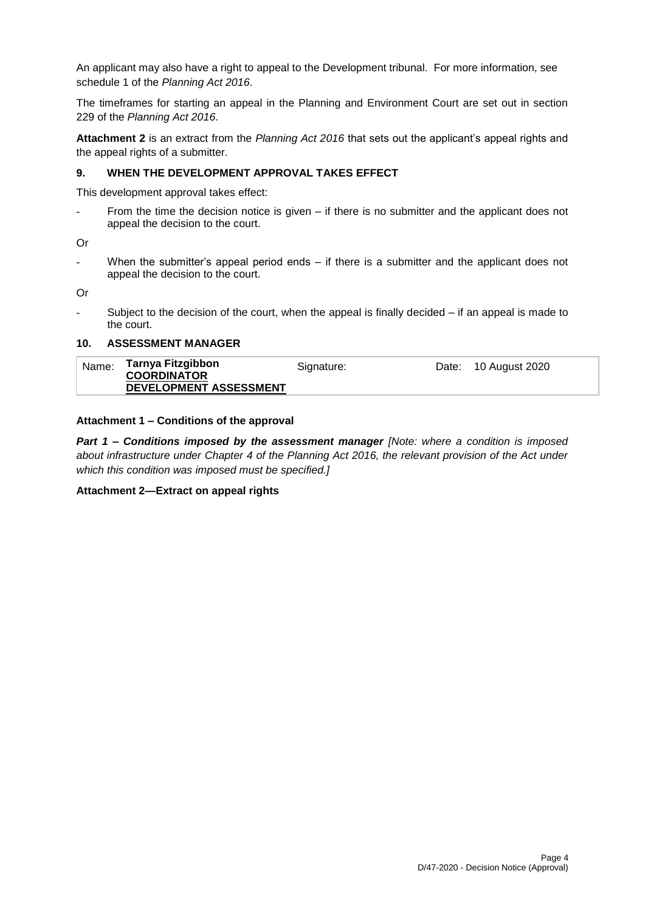An applicant may also have a right to appeal to the Development tribunal. For more information, see schedule 1 of the *Planning Act 2016*.

The timeframes for starting an appeal in the Planning and Environment Court are set out in section 229 of the *Planning Act 2016*.

**Attachment 2** is an extract from the *Planning Act 2016* that sets out the applicant's appeal rights and the appeal rights of a submitter.

## 9. WHEN THE DEVELOPMENT APPROVAL TAKES EFFECT

This development approval takes effect:

- From the time the decision notice is given – if there is no submitter and the applicant does not appeal the decision to the court.

Or

- When the submitter's appeal period ends – if there is a submitter and the applicant does not appeal the decision to the court.

Or

- Subject to the decision of the court, when the appeal is finally decided – if an appeal is made to the court.

## 10. ASSESSMENT MANAGER

| Name: | **Tarnya Fitzgibbon** **COORDINATOR DEVELOPMENT ASSESSMENT** | Signature: | Date: | 10 August 2020 |
|---|---|---|---|---|

**Attachment 1 – Conditions of the approval**

***Part 1 – Conditions imposed by the assessment manager*** *[Note: where a condition is imposed about infrastructure under Chapter 4 of the Planning Act 2016, the relevant provision of the Act under which this condition was imposed must be specified.]*

**Attachment 2—Extract on appeal rights**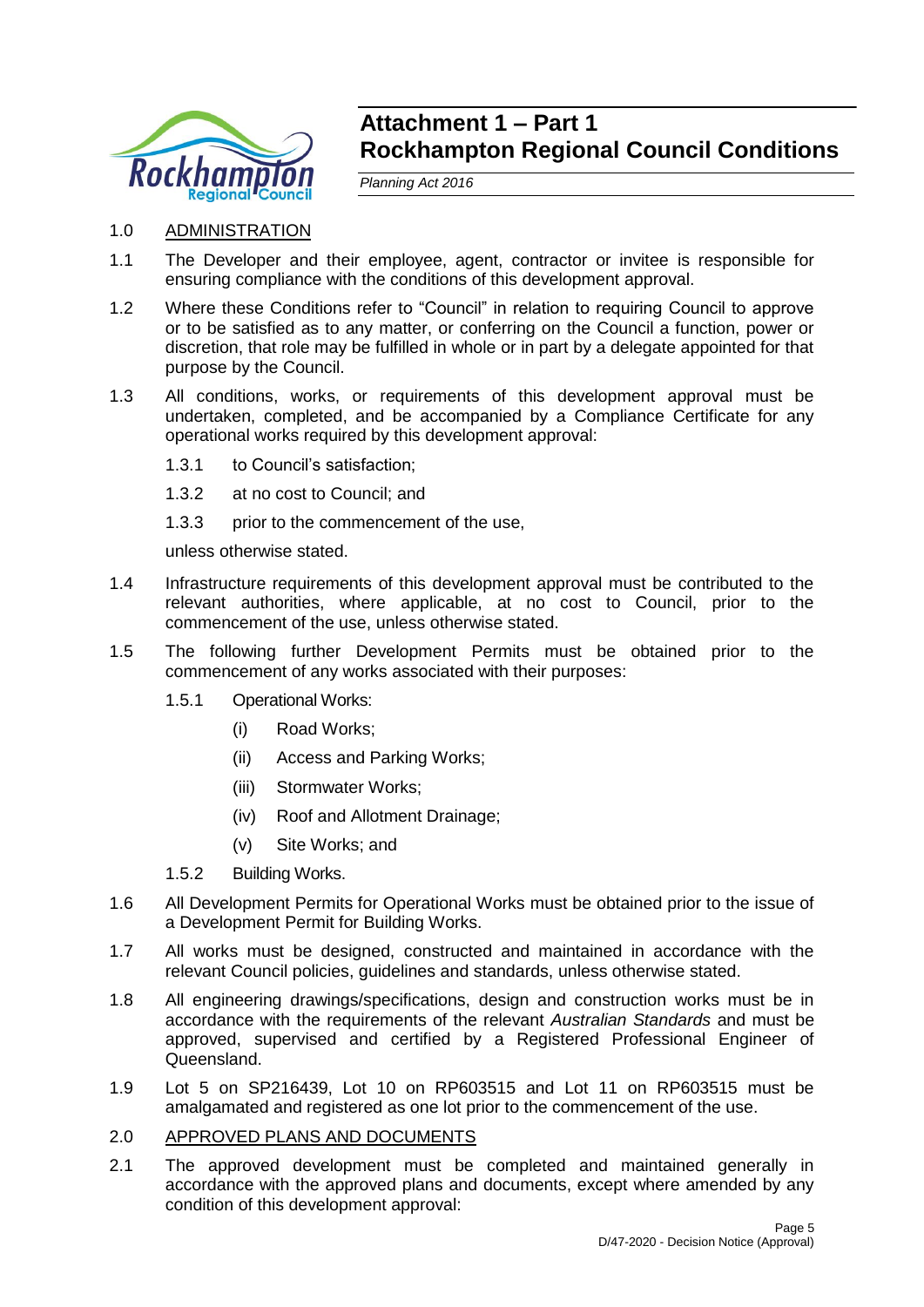# Attachment 1 – Part 1
# Rockhampton Regional Council Conditions

*Planning Act 2016*

1.0 ADMINISTRATION

1.1 The Developer and their employee, agent, contractor or invitee is responsible for ensuring compliance with the conditions of this development approval.

1.2 Where these Conditions refer to "Council" in relation to requiring Council to approve or to be satisfied as to any matter, or conferring on the Council a function, power or discretion, that role may be fulfilled in whole or in part by a delegate appointed for that purpose by the Council.

1.3 All conditions, works, or requirements of this development approval must be undertaken, completed, and be accompanied by a Compliance Certificate for any operational works required by this development approval:

- 1.3.1 to Council's satisfaction;
- 1.3.2 at no cost to Council; and
- 1.3.3 prior to the commencement of the use,

unless otherwise stated.

1.4 Infrastructure requirements of this development approval must be contributed to the relevant authorities, where applicable, at no cost to Council, prior to the commencement of the use, unless otherwise stated.

1.5 The following further Development Permits must be obtained prior to the commencement of any works associated with their purposes:

- 1.5.1 Operational Works:
  - (i) Road Works;
  - (ii) Access and Parking Works;
  - (iii) Stormwater Works;
  - (iv) Roof and Allotment Drainage;
  - (v) Site Works; and
- 1.5.2 Building Works.

1.6 All Development Permits for Operational Works must be obtained prior to the issue of a Development Permit for Building Works.

1.7 All works must be designed, constructed and maintained in accordance with the relevant Council policies, guidelines and standards, unless otherwise stated.

1.8 All engineering drawings/specifications, design and construction works must be in accordance with the requirements of the relevant *Australian Standards* and must be approved, supervised and certified by a Registered Professional Engineer of Queensland.

1.9 Lot 5 on SP216439, Lot 10 on RP603515 and Lot 11 on RP603515 must be amalgamated and registered as one lot prior to the commencement of the use.

2.0 APPROVED PLANS AND DOCUMENTS

2.1 The approved development must be completed and maintained generally in accordance with the approved plans and documents, except where amended by any condition of this development approval: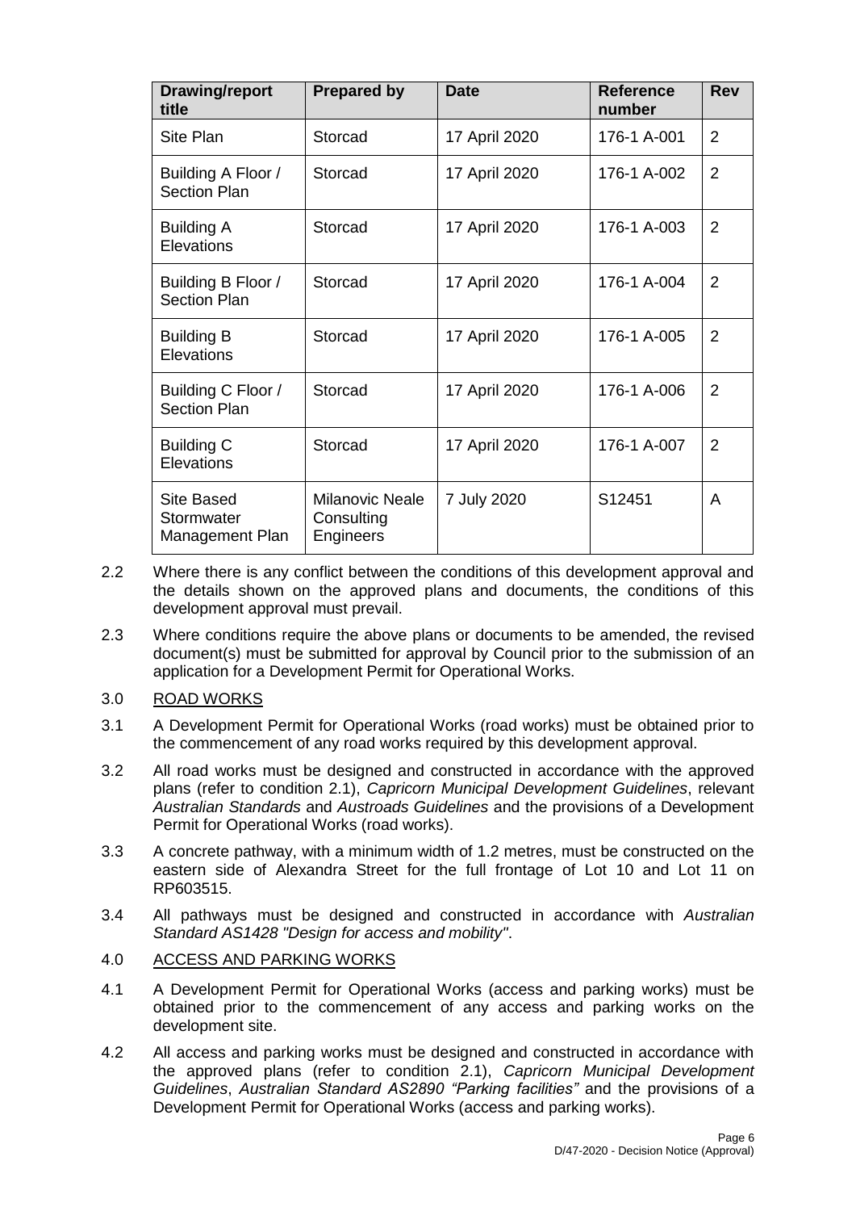| Drawing/report title | Prepared by | Date | Reference number | Rev |
|---|---|---|---|---|
| Site Plan | Storcad | 17 April 2020 | 176-1 A-001 | 2 |
| Building A Floor / Section Plan | Storcad | 17 April 2020 | 176-1 A-002 | 2 |
| Building A Elevations | Storcad | 17 April 2020 | 176-1 A-003 | 2 |
| Building B Floor / Section Plan | Storcad | 17 April 2020 | 176-1 A-004 | 2 |
| Building B Elevations | Storcad | 17 April 2020 | 176-1 A-005 | 2 |
| Building C Floor / Section Plan | Storcad | 17 April 2020 | 176-1 A-006 | 2 |
| Building C Elevations | Storcad | 17 April 2020 | 176-1 A-007 | 2 |
| Site Based Stormwater Management Plan | Milanovic Neale Consulting Engineers | 7 July 2020 | S12451 | A |

2.2 Where there is any conflict between the conditions of this development approval and the details shown on the approved plans and documents, the conditions of this development approval must prevail.

2.3 Where conditions require the above plans or documents to be amended, the revised document(s) must be submitted for approval by Council prior to the submission of an application for a Development Permit for Operational Works.

3.0 ROAD WORKS

3.1 A Development Permit for Operational Works (road works) must be obtained prior to the commencement of any road works required by this development approval.

3.2 All road works must be designed and constructed in accordance with the approved plans (refer to condition 2.1), *Capricorn Municipal Development Guidelines*, relevant *Australian Standards* and *Austroads Guidelines* and the provisions of a Development Permit for Operational Works (road works).

3.3 A concrete pathway, with a minimum width of 1.2 metres, must be constructed on the eastern side of Alexandra Street for the full frontage of Lot 10 and Lot 11 on RP603515.

3.4 All pathways must be designed and constructed in accordance with *Australian Standard AS1428 "Design for access and mobility"*.

4.0 ACCESS AND PARKING WORKS

4.1 A Development Permit for Operational Works (access and parking works) must be obtained prior to the commencement of any access and parking works on the development site.

4.2 All access and parking works must be designed and constructed in accordance with the approved plans (refer to condition 2.1), *Capricorn Municipal Development Guidelines*, *Australian Standard AS2890 "Parking facilities"* and the provisions of a Development Permit for Operational Works (access and parking works).

D/47-2020 - Decision Notice (Approval)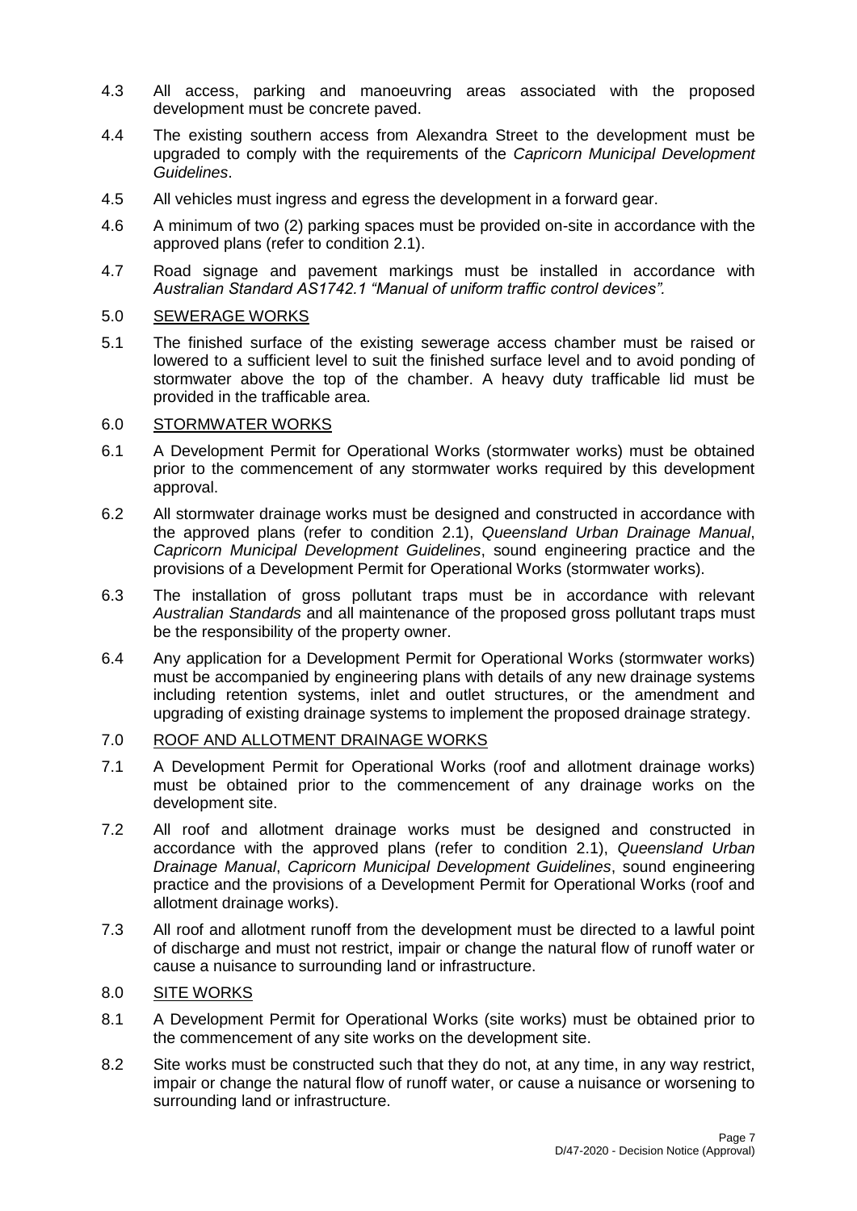4.3 All access, parking and manoeuvring areas associated with the proposed development must be concrete paved.

4.4 The existing southern access from Alexandra Street to the development must be upgraded to comply with the requirements of the *Capricorn Municipal Development Guidelines*.

4.5 All vehicles must ingress and egress the development in a forward gear.

4.6 A minimum of two (2) parking spaces must be provided on-site in accordance with the approved plans (refer to condition 2.1).

4.7 Road signage and pavement markings must be installed in accordance with *Australian Standard AS1742.1 "Manual of uniform traffic control devices".*

5.0 <u>SEWERAGE WORKS</u>

5.1 The finished surface of the existing sewerage access chamber must be raised or lowered to a sufficient level to suit the finished surface level and to avoid ponding of stormwater above the top of the chamber. A heavy duty trafficable lid must be provided in the trafficable area.

6.0 <u>STORMWATER WORKS</u>

6.1 A Development Permit for Operational Works (stormwater works) must be obtained prior to the commencement of any stormwater works required by this development approval.

6.2 All stormwater drainage works must be designed and constructed in accordance with the approved plans (refer to condition 2.1), *Queensland Urban Drainage Manual*, *Capricorn Municipal Development Guidelines*, sound engineering practice and the provisions of a Development Permit for Operational Works (stormwater works).

6.3 The installation of gross pollutant traps must be in accordance with relevant *Australian Standards* and all maintenance of the proposed gross pollutant traps must be the responsibility of the property owner.

6.4 Any application for a Development Permit for Operational Works (stormwater works) must be accompanied by engineering plans with details of any new drainage systems including retention systems, inlet and outlet structures, or the amendment and upgrading of existing drainage systems to implement the proposed drainage strategy.

7.0 <u>ROOF AND ALLOTMENT DRAINAGE WORKS</u>

7.1 A Development Permit for Operational Works (roof and allotment drainage works) must be obtained prior to the commencement of any drainage works on the development site.

7.2 All roof and allotment drainage works must be designed and constructed in accordance with the approved plans (refer to condition 2.1), *Queensland Urban Drainage Manual*, *Capricorn Municipal Development Guidelines*, sound engineering practice and the provisions of a Development Permit for Operational Works (roof and allotment drainage works).

7.3 All roof and allotment runoff from the development must be directed to a lawful point of discharge and must not restrict, impair or change the natural flow of runoff water or cause a nuisance to surrounding land or infrastructure.

8.0 <u>SITE WORKS</u>

8.1 A Development Permit for Operational Works (site works) must be obtained prior to the commencement of any site works on the development site.

8.2 Site works must be constructed such that they do not, at any time, in any way restrict, impair or change the natural flow of runoff water, or cause a nuisance or worsening to surrounding land or infrastructure.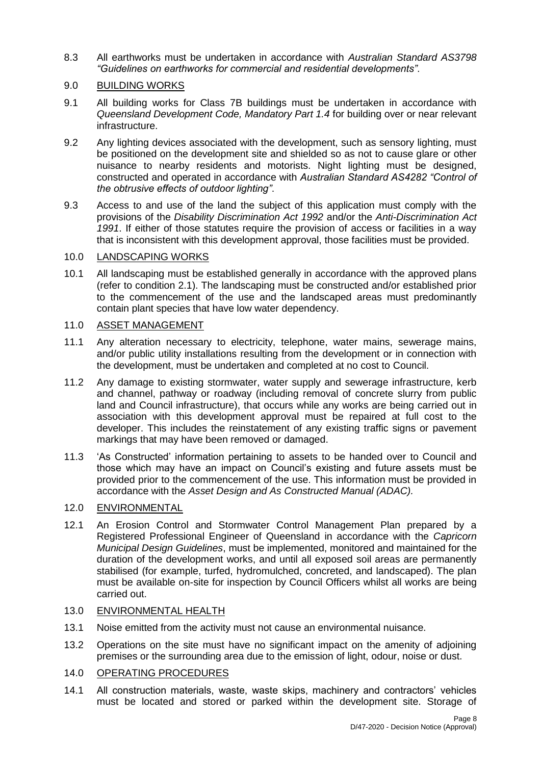8.3 All earthworks must be undertaken in accordance with *Australian Standard AS3798 "Guidelines on earthworks for commercial and residential developments"*.

## 9.0 <u>BUILDING WORKS</u>

9.1 All building works for Class 7B buildings must be undertaken in accordance with *Queensland Development Code, Mandatory Part 1.4* for building over or near relevant infrastructure.

9.2 Any lighting devices associated with the development, such as sensory lighting, must be positioned on the development site and shielded so as not to cause glare or other nuisance to nearby residents and motorists. Night lighting must be designed, constructed and operated in accordance with *Australian Standard AS4282 "Control of the obtrusive effects of outdoor lighting"*.

9.3 Access to and use of the land the subject of this application must comply with the provisions of the *Disability Discrimination Act 1992* and/or the *Anti-Discrimination Act 1991*. If either of those statutes require the provision of access or facilities in a way that is inconsistent with this development approval, those facilities must be provided.

## 10.0 <u>LANDSCAPING WORKS</u>

10.1 All landscaping must be established generally in accordance with the approved plans (refer to condition 2.1). The landscaping must be constructed and/or established prior to the commencement of the use and the landscaped areas must predominantly contain plant species that have low water dependency.

## 11.0 <u>ASSET MANAGEMENT</u>

11.1 Any alteration necessary to electricity, telephone, water mains, sewerage mains, and/or public utility installations resulting from the development or in connection with the development, must be undertaken and completed at no cost to Council.

11.2 Any damage to existing stormwater, water supply and sewerage infrastructure, kerb and channel, pathway or roadway (including removal of concrete slurry from public land and Council infrastructure), that occurs while any works are being carried out in association with this development approval must be repaired at full cost to the developer. This includes the reinstatement of any existing traffic signs or pavement markings that may have been removed or damaged.

11.3 'As Constructed' information pertaining to assets to be handed over to Council and those which may have an impact on Council's existing and future assets must be provided prior to the commencement of the use. This information must be provided in accordance with the *Asset Design and As Constructed Manual (ADAC).*

## 12.0 <u>ENVIRONMENTAL</u>

12.1 An Erosion Control and Stormwater Control Management Plan prepared by a Registered Professional Engineer of Queensland in accordance with the *Capricorn Municipal Design Guidelines*, must be implemented, monitored and maintained for the duration of the development works, and until all exposed soil areas are permanently stabilised (for example, turfed, hydromulched, concreted, and landscaped). The plan must be available on-site for inspection by Council Officers whilst all works are being carried out.

## 13.0 <u>ENVIRONMENTAL HEALTH</u>

13.1 Noise emitted from the activity must not cause an environmental nuisance.

13.2 Operations on the site must have no significant impact on the amenity of adjoining premises or the surrounding area due to the emission of light, odour, noise or dust.

## 14.0 <u>OPERATING PROCEDURES</u>

14.1 All construction materials, waste, waste skips, machinery and contractors' vehicles must be located and stored or parked within the development site. Storage of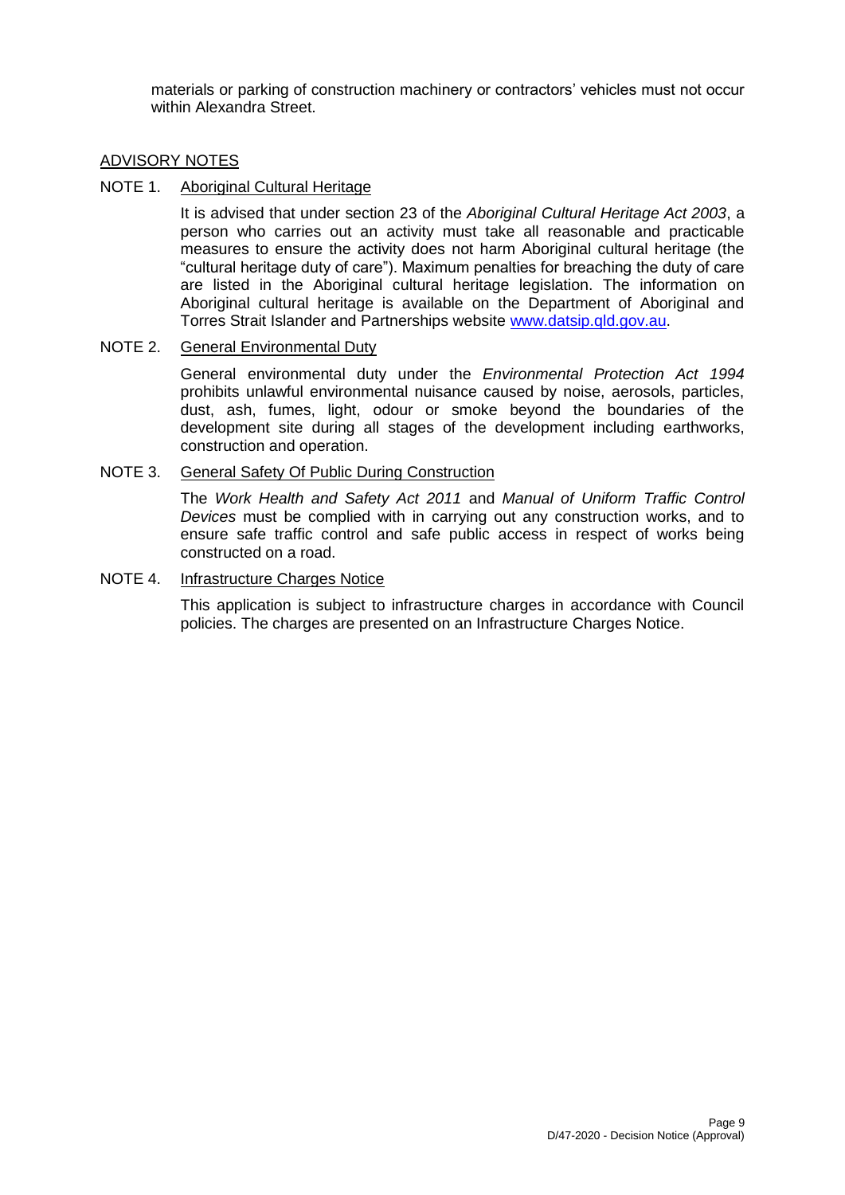materials or parking of construction machinery or contractors' vehicles must not occur within Alexandra Street.

## ADVISORY NOTES

NOTE 1. Aboriginal Cultural Heritage

It is advised that under section 23 of the *Aboriginal Cultural Heritage Act 2003*, a person who carries out an activity must take all reasonable and practicable measures to ensure the activity does not harm Aboriginal cultural heritage (the "cultural heritage duty of care"). Maximum penalties for breaching the duty of care are listed in the Aboriginal cultural heritage legislation. The information on Aboriginal cultural heritage is available on the Department of Aboriginal and Torres Strait Islander and Partnerships website [www.datsip.qld.gov.au](http://www.datsip.qld.gov.au).

NOTE 2. General Environmental Duty

General environmental duty under the *Environmental Protection Act 1994* prohibits unlawful environmental nuisance caused by noise, aerosols, particles, dust, ash, fumes, light, odour or smoke beyond the boundaries of the development site during all stages of the development including earthworks, construction and operation.

NOTE 3. General Safety Of Public During Construction

The *Work Health and Safety Act 2011* and *Manual of Uniform Traffic Control Devices* must be complied with in carrying out any construction works, and to ensure safe traffic control and safe public access in respect of works being constructed on a road.

NOTE 4. Infrastructure Charges Notice

This application is subject to infrastructure charges in accordance with Council policies. The charges are presented on an Infrastructure Charges Notice.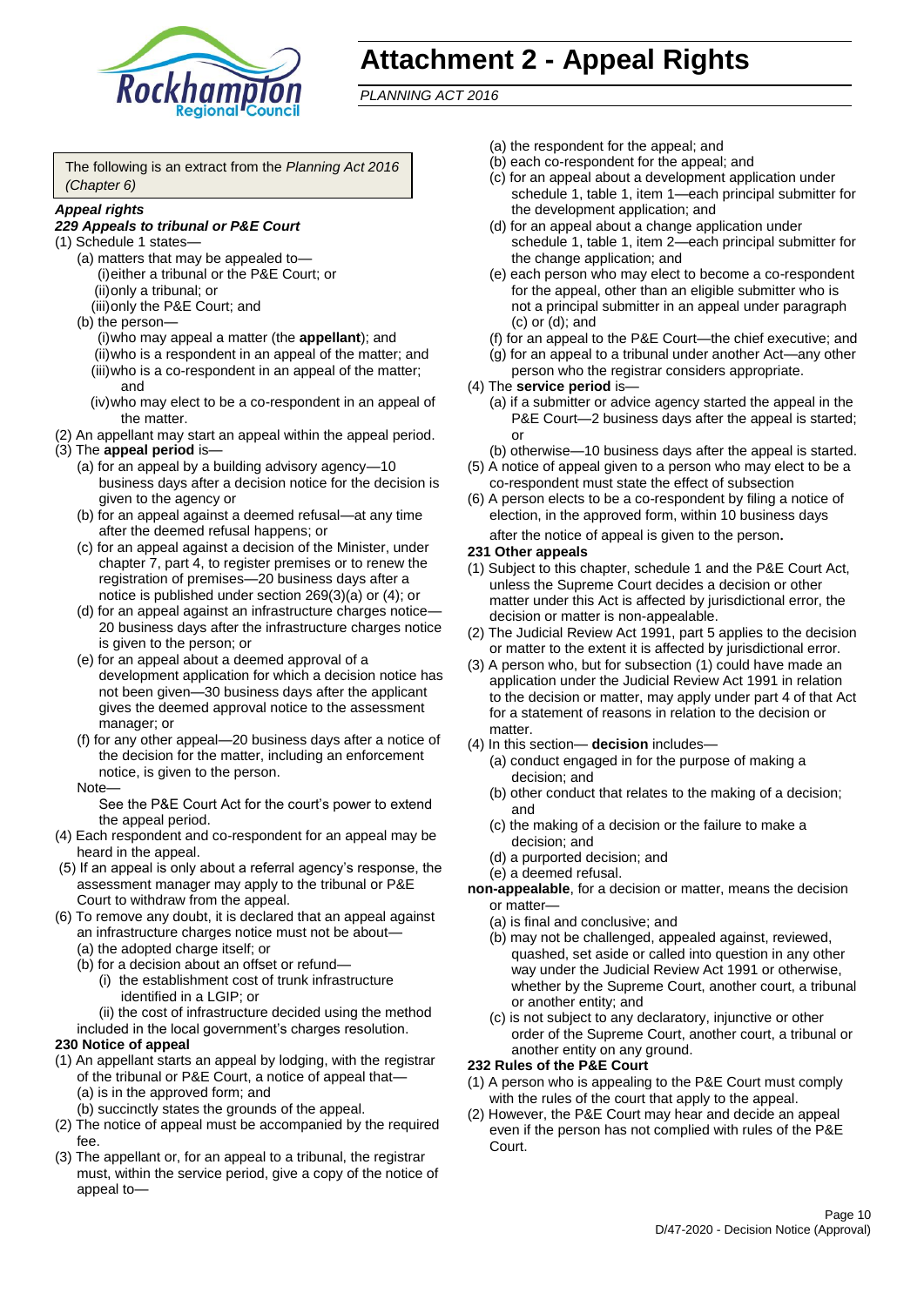# Attachment 2 - Appeal Rights

*PLANNING ACT 2016*

The following is an extract from the *Planning Act 2016 (Chapter 6)*

***Appeal rights***

***229 Appeals to tribunal or P&E Court***

(1) Schedule 1 states—
- (a) matters that may be appealed to—
  - (i) either a tribunal or the P&E Court; or
  - (ii) only a tribunal; or
  - (iii) only the P&E Court; and
- (b) the person—
  - (i) who may appeal a matter (the **appellant**); and
  - (ii) who is a respondent in an appeal of the matter; and
  - (iii) who is a co-respondent in an appeal of the matter; and
  - (iv) who may elect to be a co-respondent in an appeal of the matter.

(2) An appellant may start an appeal within the appeal period.

(3) The **appeal period** is—
- (a) for an appeal by a building advisory agency—10 business days after a decision notice for the decision is given to the agency or
- (b) for an appeal against a deemed refusal—at any time after the deemed refusal happens; or
- (c) for an appeal against a decision of the Minister, under chapter 7, part 4, to register premises or to renew the registration of premises—20 business days after a notice is published under section 269(3)(a) or (4); or
- (d) for an appeal against an infrastructure charges notice—20 business days after the infrastructure charges notice is given to the person; or
- (e) for an appeal about a deemed approval of a development application for which a decision notice has not been given—30 business days after the applicant gives the deemed approval notice to the assessment manager; or
- (f) for any other appeal—20 business days after a notice of the decision for the matter, including an enforcement notice, is given to the person.

Note—

See the P&E Court Act for the court's power to extend the appeal period.

(4) Each respondent and co-respondent for an appeal may be heard in the appeal.

(5) If an appeal is only about a referral agency's response, the assessment manager may apply to the tribunal or P&E Court to withdraw from the appeal.

(6) To remove any doubt, it is declared that an appeal against an infrastructure charges notice must not be about—
- (a) the adopted charge itself; or
- (b) for a decision about an offset or refund—
  - (i) the establishment cost of trunk infrastructure identified in a LGIP; or
  - (ii) the cost of infrastructure decided using the method included in the local government's charges resolution.

**230 Notice of appeal**

(1) An appellant starts an appeal by lodging, with the registrar of the tribunal or P&E Court, a notice of appeal that—
- (a) is in the approved form; and
- (b) succinctly states the grounds of the appeal.

(2) The notice of appeal must be accompanied by the required fee.

(3) The appellant or, for an appeal to a tribunal, the registrar must, within the service period, give a copy of the notice of appeal to—
- (a) the respondent for the appeal; and
- (b) each co-respondent for the appeal; and
- (c) for an appeal about a development application under schedule 1, table 1, item 1—each principal submitter for the development application; and
- (d) for an appeal about a change application under schedule 1, table 1, item 2—each principal submitter for the change application; and
- (e) each person who may elect to become a co-respondent for the appeal, other than an eligible submitter who is not a principal submitter in an appeal under paragraph (c) or (d); and
- (f) for an appeal to the P&E Court—the chief executive; and
- (g) for an appeal to a tribunal under another Act—any other person who the registrar considers appropriate.

(4) The **service period** is—
- (a) if a submitter or advice agency started the appeal in the P&E Court—2 business days after the appeal is started; or
- (b) otherwise—10 business days after the appeal is started.

(5) A notice of appeal given to a person who may elect to be a co-respondent must state the effect of subsection

(6) A person elects to be a co-respondent by filing a notice of election, in the approved form, within 10 business days after the notice of appeal is given to the person**.**

**231 Other appeals**

(1) Subject to this chapter, schedule 1 and the P&E Court Act, unless the Supreme Court decides a decision or other matter under this Act is affected by jurisdictional error, the decision or matter is non-appealable.

(2) The Judicial Review Act 1991, part 5 applies to the decision or matter to the extent it is affected by jurisdictional error.

(3) A person who, but for subsection (1) could have made an application under the Judicial Review Act 1991 in relation to the decision or matter, may apply under part 4 of that Act for a statement of reasons in relation to the decision or matter.

(4) In this section— **decision** includes—
- (a) conduct engaged in for the purpose of making a decision; and
- (b) other conduct that relates to the making of a decision; and
- (c) the making of a decision or the failure to make a decision; and
- (d) a purported decision; and
- (e) a deemed refusal.

**non-appealable**, for a decision or matter, means the decision or matter—
- (a) is final and conclusive; and
- (b) may not be challenged, appealed against, reviewed, quashed, set aside or called into question in any other way under the Judicial Review Act 1991 or otherwise, whether by the Supreme Court, another court, a tribunal or another entity; and
- (c) is not subject to any declaratory, injunctive or other order of the Supreme Court, another court, a tribunal or another entity on any ground.

**232 Rules of the P&E Court**

(1) A person who is appealing to the P&E Court must comply with the rules of the court that apply to the appeal.

(2) However, the P&E Court may hear and decide an appeal even if the person has not complied with rules of the P&E Court.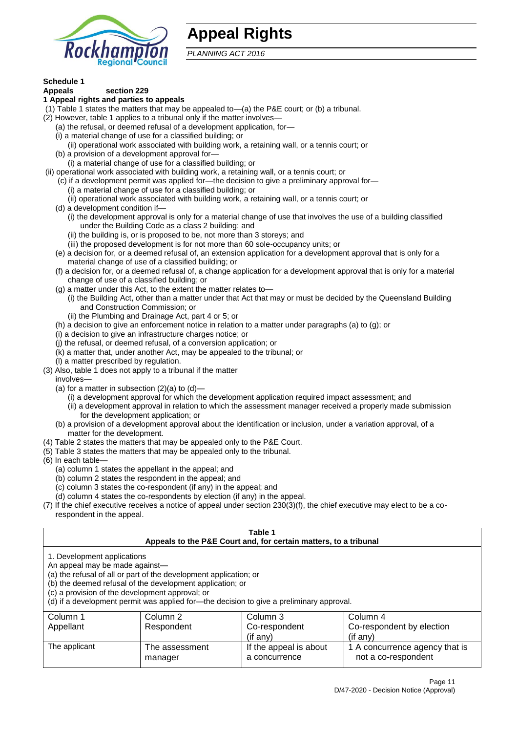# Appeal Rights

*PLANNING ACT 2016*

**Schedule 1**

**Appeals section 229**

**1 Appeal rights and parties to appeals**

(1) Table 1 states the matters that may be appealed to—(a) the P&E court; or (b) a tribunal.

(2) However, table 1 applies to a tribunal only if the matter involves—

(a) the refusal, or deemed refusal of a development application, for—

(i) a material change of use for a classified building; or

(ii) operational work associated with building work, a retaining wall, or a tennis court; or

(b) a provision of a development approval for—

(i) a material change of use for a classified building; or

(ii) operational work associated with building work, a retaining wall, or a tennis court; or

(c) if a development permit was applied for—the decision to give a preliminary approval for—

(i) a material change of use for a classified building; or

(ii) operational work associated with building work, a retaining wall, or a tennis court; or

(d) a development condition if—

(i) the development approval is only for a material change of use that involves the use of a building classified under the Building Code as a class 2 building; and

(ii) the building is, or is proposed to be, not more than 3 storeys; and

(iii) the proposed development is for not more than 60 sole-occupancy units; or

(e) a decision for, or a deemed refusal of, an extension application for a development approval that is only for a material change of use of a classified building; or

(f) a decision for, or a deemed refusal of, a change application for a development approval that is only for a material change of use of a classified building; or

(g) a matter under this Act, to the extent the matter relates to—

(i) the Building Act, other than a matter under that Act that may or must be decided by the Queensland Building and Construction Commission; or

(ii) the Plumbing and Drainage Act, part 4 or 5; or

(h) a decision to give an enforcement notice in relation to a matter under paragraphs (a) to (g); or

(i) a decision to give an infrastructure charges notice; or

(j) the refusal, or deemed refusal, of a conversion application; or

(k) a matter that, under another Act, may be appealed to the tribunal; or

(l) a matter prescribed by regulation.

(3) Also, table 1 does not apply to a tribunal if the matter involves—

(a) for a matter in subsection (2)(a) to (d)—

(i) a development approval for which the development application required impact assessment; and

(ii) a development approval in relation to which the assessment manager received a properly made submission for the development application; or

(b) a provision of a development approval about the identification or inclusion, under a variation approval, of a matter for the development.

(4) Table 2 states the matters that may be appealed only to the P&E Court.

(5) Table 3 states the matters that may be appealed only to the tribunal.

(6) In each table—

(a) column 1 states the appellant in the appeal; and

(b) column 2 states the respondent in the appeal; and

(c) column 3 states the co-respondent (if any) in the appeal; and

(d) column 4 states the co-respondents by election (if any) in the appeal.

(7) If the chief executive receives a notice of appeal under section 230(3)(f), the chief executive may elect to be a co-respondent in the appeal.

**Table 1**
**Appeals to the P&E Court and, for certain matters, to a tribunal**

1. Development applications

An appeal may be made against—

(a) the refusal of all or part of the development application; or

(b) the deemed refusal of the development application; or

(c) a provision of the development approval; or

(d) if a development permit was applied for—the decision to give a preliminary approval.

| Column 1<br>Appellant | Column 2<br>Respondent | Column 3<br>Co-respondent<br>(if any) | Column 4<br>Co-respondent by election<br>(if any) |
|---|---|---|---|
| The applicant | The assessment manager | If the appeal is about a concurrence | 1 A concurrence agency that is not a co-respondent |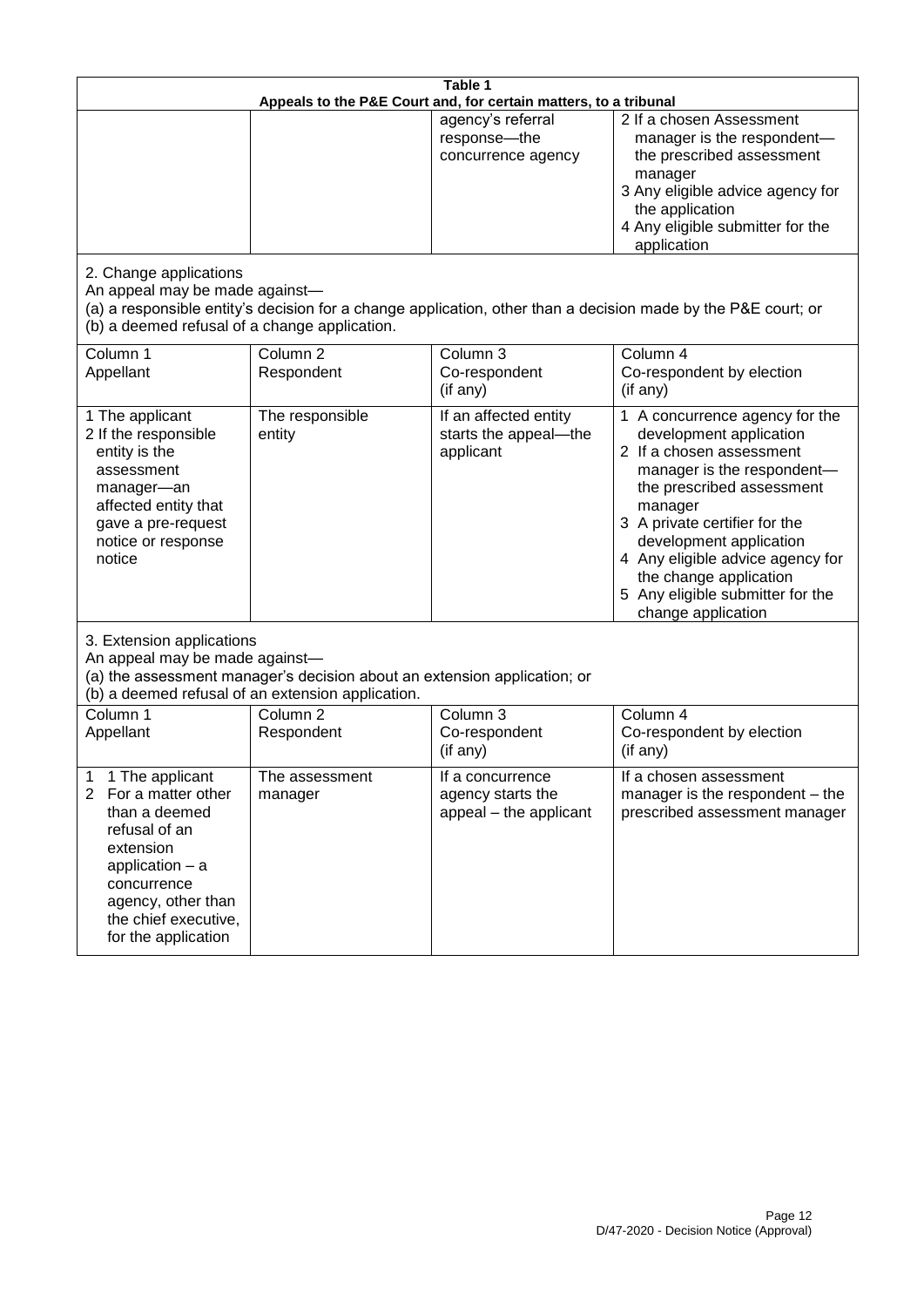**Table 1**
**Appeals to the P&E Court and, for certain matters, to a tribunal**

| | | | |
|---|---|---|---|
| | | agency's referral response—the concurrence agency | 2 If a chosen Assessment manager is the respondent—the prescribed assessment manager<br>3 Any eligible advice agency for the application<br>4 Any eligible submitter for the application |

2. Change applications

An appeal may be made against—

(a) a responsible entity's decision for a change application, other than a decision made by the P&E court; or

(b) a deemed refusal of a change application.

| Column 1<br>Appellant | Column 2<br>Respondent | Column 3<br>Co-respondent<br>(if any) | Column 4<br>Co-respondent by election<br>(if any) |
|---|---|---|---|
| 1 The applicant<br>2 If the responsible entity is the assessment manager—an affected entity that gave a pre-request notice or response notice | The responsible entity | If an affected entity starts the appeal—the applicant | 1 A concurrence agency for the development application<br>2 If a chosen assessment manager is the respondent—the prescribed assessment manager<br>3 A private certifier for the development application<br>4 Any eligible advice agency for the change application<br>5 Any eligible submitter for the change application |

3. Extension applications

An appeal may be made against—

(a) the assessment manager's decision about an extension application; or

(b) a deemed refusal of an extension application.

| Column 1<br>Appellant | Column 2<br>Respondent | Column 3<br>Co-respondent<br>(if any) | Column 4<br>Co-respondent by election<br>(if any) |
|---|---|---|---|
| 1 1 The applicant<br>2 For a matter other than a deemed refusal of an extension application – a concurrence agency, other than the chief executive, for the application | The assessment manager | If a concurrence agency starts the appeal – the applicant | If a chosen assessment manager is the respondent – the prescribed assessment manager |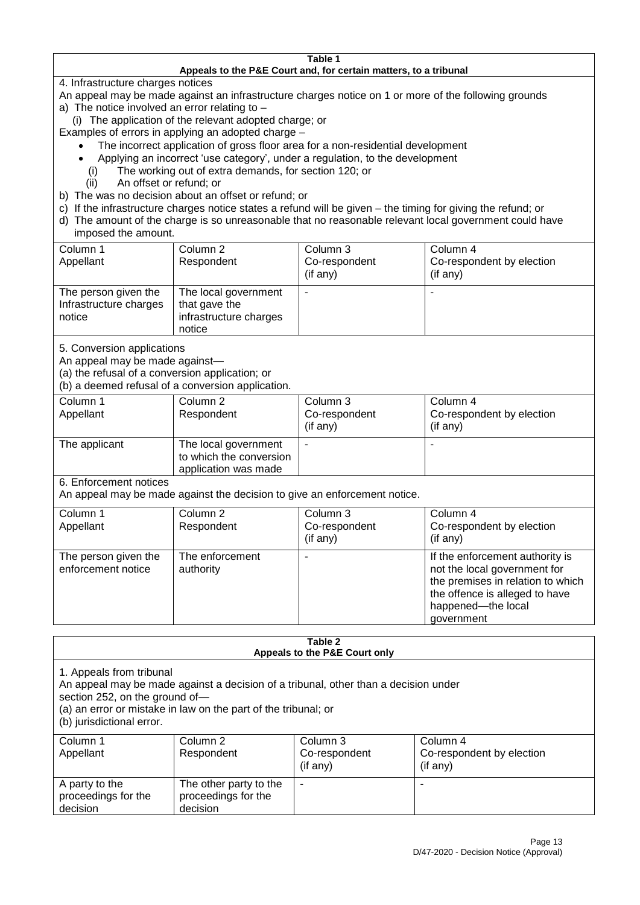**Table 1**
**Appeals to the P&E Court and, for certain matters, to a tribunal**

4. Infrastructure charges notices

An appeal may be made against an infrastructure charges notice on 1 or more of the following grounds

a) The notice involved an error relating to –

(i) The application of the relevant adopted charge; or

Examples of errors in applying an adopted charge –

- The incorrect application of gross floor area for a non-residential development
- Applying an incorrect 'use category', under a regulation, to the development

(i) The working out of extra demands, for section 120; or

(ii) An offset or refund; or

b) The was no decision about an offset or refund; or

c) If the infrastructure charges notice states a refund will be given – the timing for giving the refund; or

d) The amount of the charge is so unreasonable that no reasonable relevant local government could have imposed the amount.

| Column 1<br>Appellant | Column 2<br>Respondent | Column 3<br>Co-respondent<br>(if any) | Column 4<br>Co-respondent by election<br>(if any) |
|---|---|---|---|
| The person given the Infrastructure charges notice | The local government that gave the infrastructure charges notice | - | - |

5. Conversion applications

An appeal may be made against—

(a) the refusal of a conversion application; or

(b) a deemed refusal of a conversion application.

| Column 1<br>Appellant | Column 2<br>Respondent | Column 3<br>Co-respondent<br>(if any) | Column 4<br>Co-respondent by election<br>(if any) |
|---|---|---|---|
| The applicant | The local government to which the conversion application was made | - | - |

6. Enforcement notices

An appeal may be made against the decision to give an enforcement notice.

| Column 1<br>Appellant | Column 2<br>Respondent | Column 3<br>Co-respondent<br>(if any) | Column 4<br>Co-respondent by election<br>(if any) |
|---|---|---|---|
| The person given the enforcement notice | The enforcement authority | - | If the enforcement authority is not the local government for the premises in relation to which the offence is alleged to have happened—the local government |

**Table 2**
**Appeals to the P&E Court only**

1. Appeals from tribunal

An appeal may be made against a decision of a tribunal, other than a decision under section 252, on the ground of—

(a) an error or mistake in law on the part of the tribunal; or

(b) jurisdictional error.

| Column 1<br>Appellant | Column 2<br>Respondent | Column 3<br>Co-respondent<br>(if any) | Column 4<br>Co-respondent by election<br>(if any) |
|---|---|---|---|
| A party to the proceedings for the decision | The other party to the proceedings for the decision | - | - |

D/47-2020 - Decision Notice (Approval)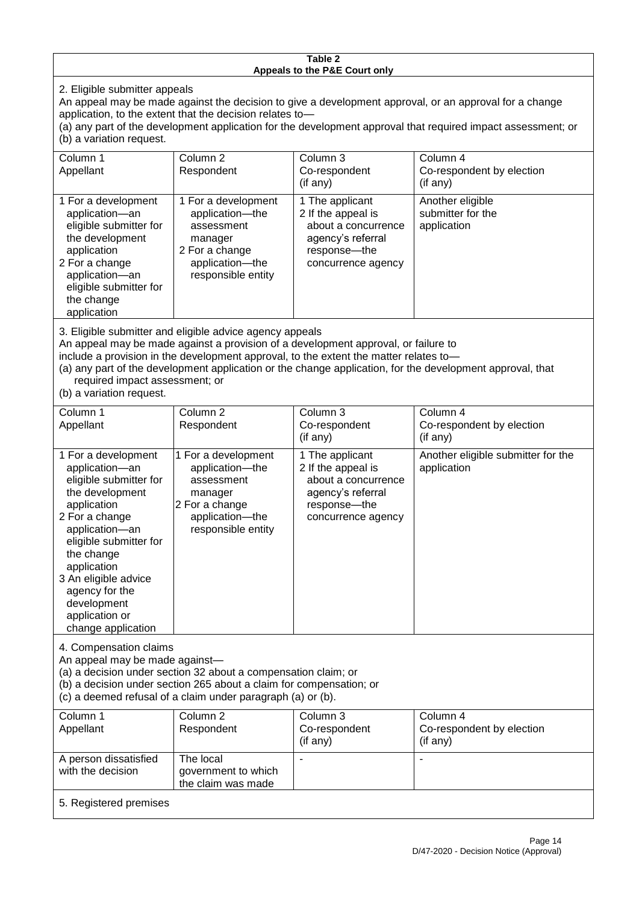**Table 2**
**Appeals to the P&E Court only**

2. Eligible submitter appeals

An appeal may be made against the decision to give a development approval, or an approval for a change application, to the extent that the decision relates to—

(a) any part of the development application for the development approval that required impact assessment; or

(b) a variation request.

| Column 1<br>Appellant | Column 2<br>Respondent | Column 3<br>Co-respondent<br>(if any) | Column 4<br>Co-respondent by election<br>(if any) |
|---|---|---|---|
| 1 For a development application—an eligible submitter for the development application<br>2 For a change application—an eligible submitter for the change application | 1 For a development application—the assessment manager<br>2 For a change application—the responsible entity | 1 The applicant<br>2 If the appeal is about a concurrence agency's referral response—the concurrence agency | Another eligible submitter for the application |

3. Eligible submitter and eligible advice agency appeals

An appeal may be made against a provision of a development approval, or failure to include a provision in the development approval, to the extent the matter relates to—

(a) any part of the development application or the change application, for the development approval, that required impact assessment; or

(b) a variation request.

| Column 1<br>Appellant | Column 2<br>Respondent | Column 3<br>Co-respondent<br>(if any) | Column 4<br>Co-respondent by election<br>(if any) |
|---|---|---|---|
| 1 For a development application—an eligible submitter for the development application<br>2 For a change application—an eligible submitter for the change application<br>3 An eligible advice agency for the development application or change application | 1 For a development application—the assessment manager<br>2 For a change application—the responsible entity | 1 The applicant<br>2 If the appeal is about a concurrence agency's referral response—the concurrence agency | Another eligible submitter for the application |

4. Compensation claims

An appeal may be made against—

(a) a decision under section 32 about a compensation claim; or

(b) a decision under section 265 about a claim for compensation; or

(c) a deemed refusal of a claim under paragraph (a) or (b).

| Column 1<br>Appellant | Column 2<br>Respondent | Column 3<br>Co-respondent<br>(if any) | Column 4<br>Co-respondent by election<br>(if any) |
|---|---|---|---|
| A person dissatisfied with the decision | The local government to which the claim was made | - | - |

5. Registered premises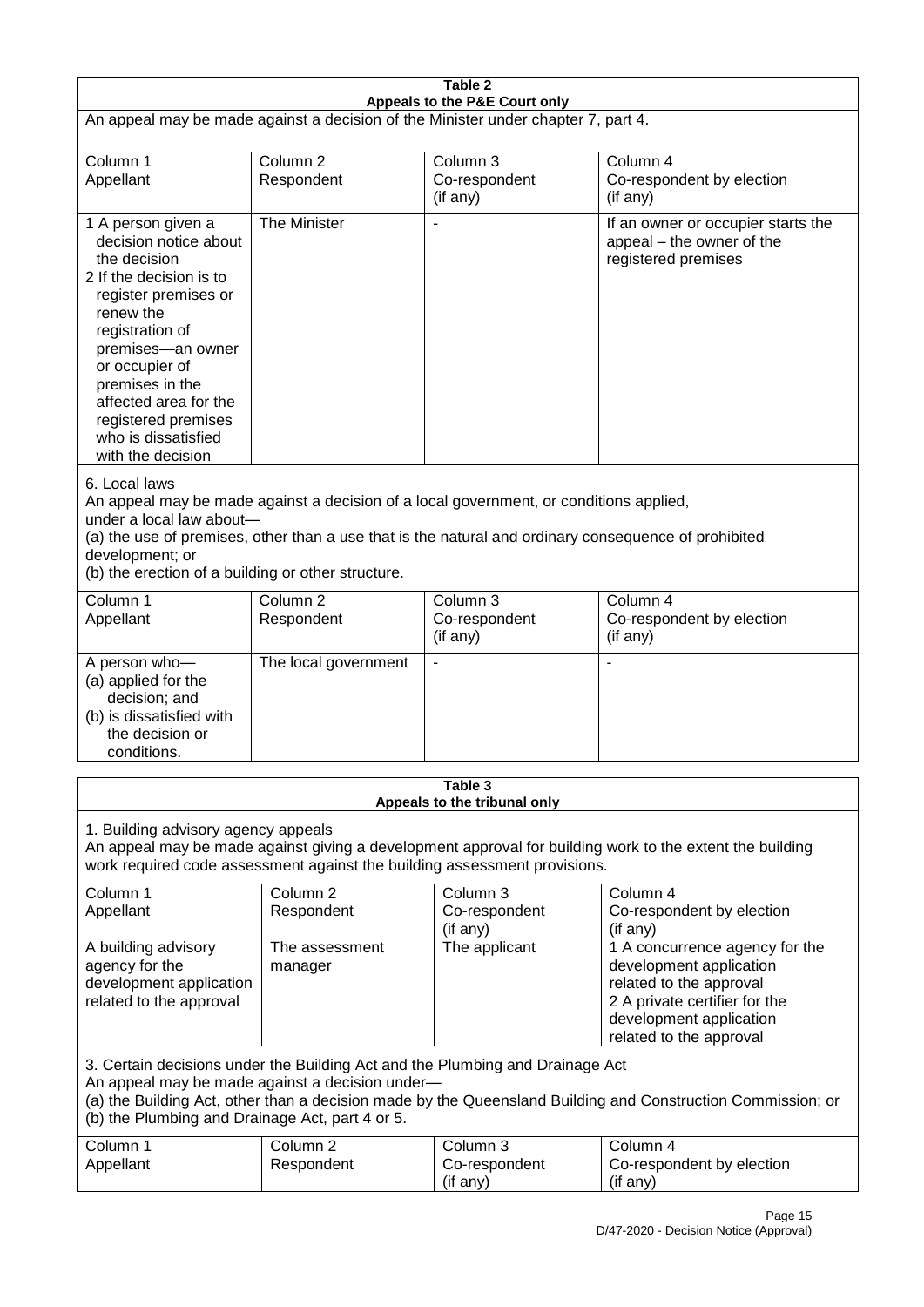**Table 2**
**Appeals to the P&E Court only**

An appeal may be made against a decision of the Minister under chapter 7, part 4.

| Column 1<br>Appellant | Column 2<br>Respondent | Column 3<br>Co-respondent<br>(if any) | Column 4<br>Co-respondent by election<br>(if any) |
|---|---|---|---|
| 1 A person given a decision notice about the decision<br>2 If the decision is to register premises or renew the registration of premises—an owner or occupier of premises in the affected area for the registered premises who is dissatisfied with the decision | The Minister | - | If an owner or occupier starts the appeal – the owner of the registered premises |

6. Local laws

An appeal may be made against a decision of a local government, or conditions applied, under a local law about—

(a) the use of premises, other than a use that is the natural and ordinary consequence of prohibited development; or

(b) the erection of a building or other structure.

| Column 1<br>Appellant | Column 2<br>Respondent | Column 3<br>Co-respondent<br>(if any) | Column 4<br>Co-respondent by election<br>(if any) |
|---|---|---|---|
| A person who—<br>(a) applied for the decision; and<br>(b) is dissatisfied with the decision or conditions. | The local government | - | - |

**Table 3**
**Appeals to the tribunal only**

1. Building advisory agency appeals

An appeal may be made against giving a development approval for building work to the extent the building work required code assessment against the building assessment provisions.

| Column 1<br>Appellant | Column 2<br>Respondent | Column 3<br>Co-respondent<br>(if any) | Column 4<br>Co-respondent by election<br>(if any) |
|---|---|---|---|
| A building advisory agency for the development application related to the approval | The assessment manager | The applicant | 1 A concurrence agency for the development application related to the approval<br>2 A private certifier for the development application related to the approval |

3. Certain decisions under the Building Act and the Plumbing and Drainage Act

An appeal may be made against a decision under—

(a) the Building Act, other than a decision made by the Queensland Building and Construction Commission; or

(b) the Plumbing and Drainage Act, part 4 or 5.

| Column 1<br>Appellant | Column 2<br>Respondent | Column 3<br>Co-respondent<br>(if any) | Column 4<br>Co-respondent by election<br>(if any) |
|---|---|---|---|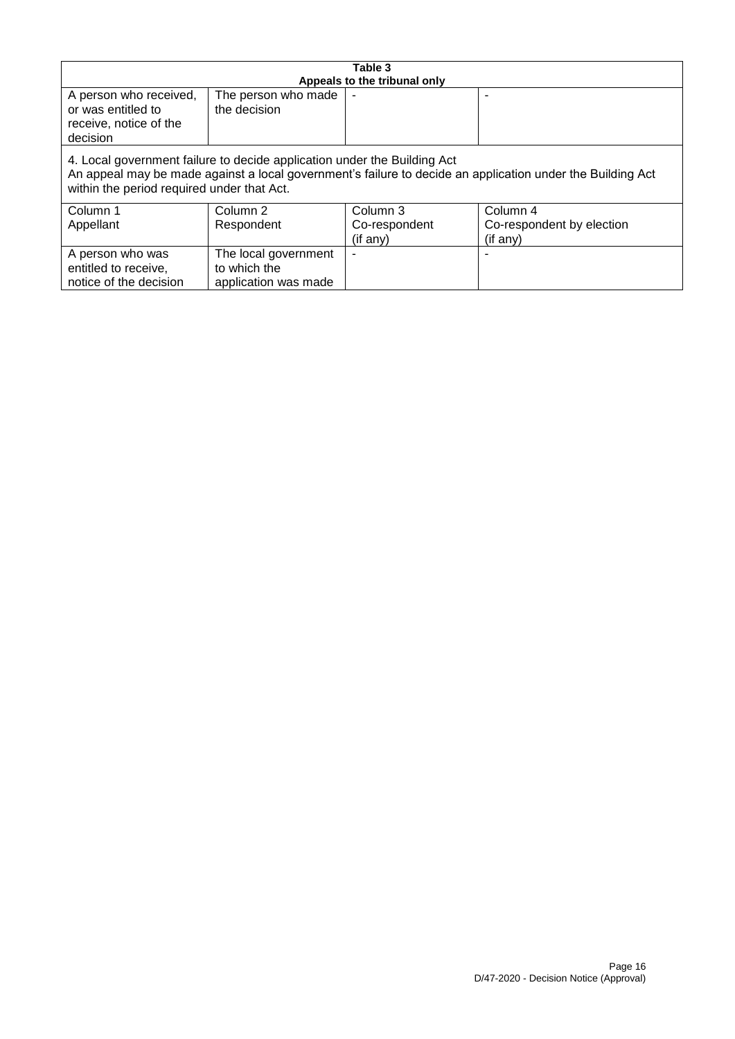| Table 3 | | | |
|---|---|---|---|
| Appeals to the tribunal only | | | |
| A person who received, or was entitled to receive, notice of the decision | The person who made the decision | - | - |
| 4. Local government failure to decide application under the Building Act<br>An appeal may be made against a local government's failure to decide an application under the Building Act within the period required under that Act. | | | |
| Column 1<br>Appellant | Column 2<br>Respondent | Column 3<br>Co-respondent (if any) | Column 4<br>Co-respondent by election (if any) |
| A person who was entitled to receive, notice of the decision | The local government to which the application was made | - | - |